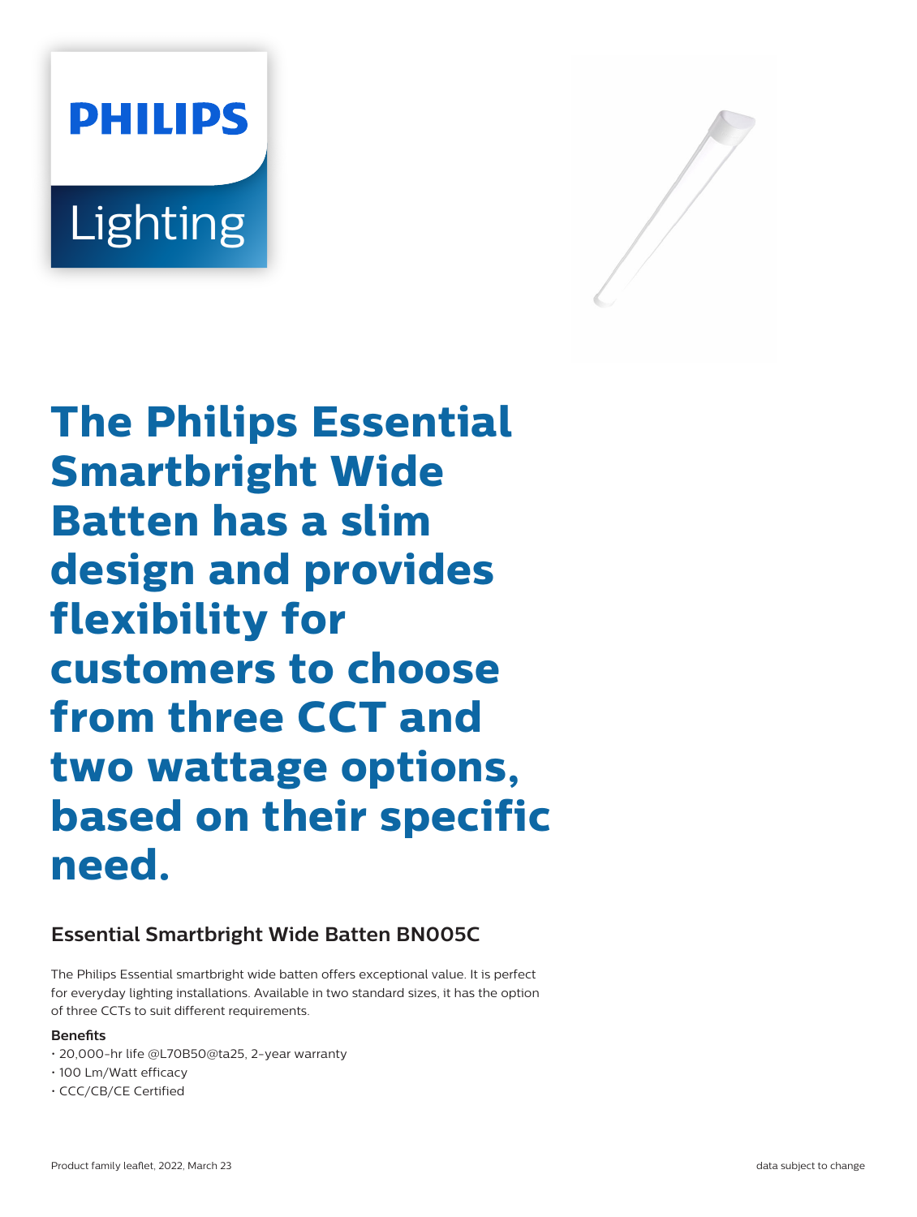PHILIPS

Lighting

# The Philips Essential Smartbright Wide Batten has a slim design and provides flexibility for customers to choose from three CCT and two wattage options, based on their specific need.

## Essential Smartbright Wide Batten BN005C

The Philips Essential smartbright wide batten offers exceptional value. It is perfect for everyday lighting installations. Available in two standard sizes, it has the option of three CCTs to suit different requirements.

**Benefits**

- 20,000-hr life @L70B50@ta25, 2-year warranty
- 100 Lm/Watt efficacy
- CCC/CB/CE Certified

Product family leaflet, 2022, March 23

data subject to change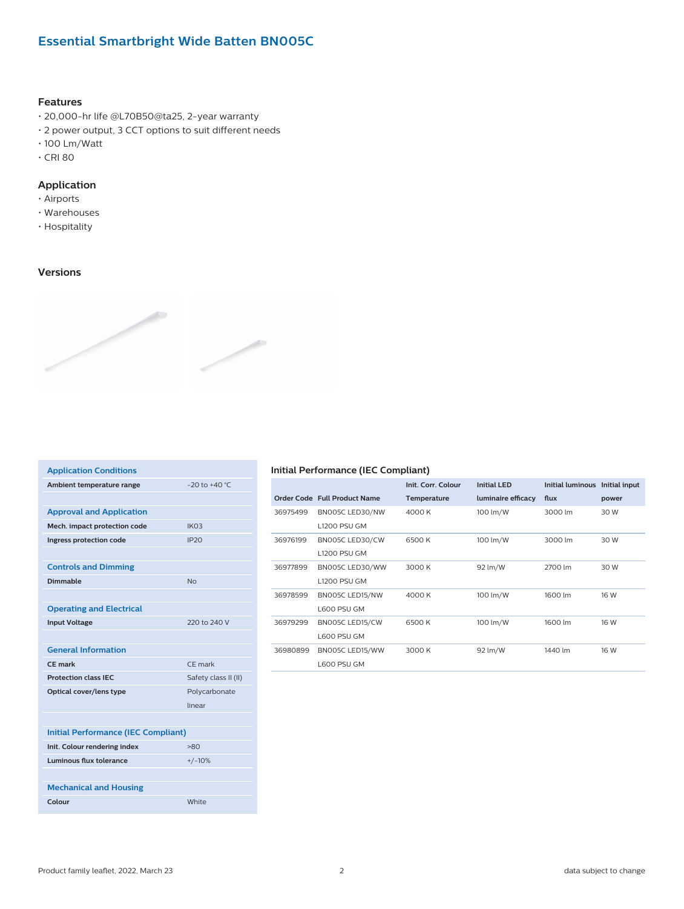# Essential Smartbright Wide Batten BN005C

### Features

- 20,000-hr life @L70B50@ta25, 2-year warranty
- 2 power output, 3 CCT options to suit different needs
- 100 Lm/Watt
- CRI 80

### Application

- Airports
- Warehouses
- Hospitality

### Versions

| Application Conditions | |
|---|---|
| Ambient temperature range | -20 to +40 °C |
| **Approval and Application** | |
| Mech. impact protection code | IK03 |
| Ingress protection code | IP20 |
| **Controls and Dimming** | |
| Dimmable | No |
| **Operating and Electrical** | |
| Input Voltage | 220 to 240 V |
| **General Information** | |
| CE mark | CE mark |
| Protection class IEC | Safety class II (II) |
| Optical cover/lens type | Polycarbonate linear |
| **Initial Performance (IEC Compliant)** | |
| Init. Colour rendering index | >80 |
| Luminous flux tolerance | +/-10% |
| **Mechanical and Housing** | |
| Colour | White |

### Initial Performance (IEC Compliant)

| Order Code | Full Product Name | Init. Corr. Colour Temperature | Initial LED luminaire efficacy | Initial luminous flux | Initial input power |
|---|---|---|---|---|---|
| 36975499 | BN005C LED30/NW L1200 PSU GM | 4000 K | 100 lm/W | 3000 lm | 30 W |
| 36976199 | BN005C LED30/CW L1200 PSU GM | 6500 K | 100 lm/W | 3000 lm | 30 W |
| 36977899 | BN005C LED30/WW L1200 PSU GM | 3000 K | 92 lm/W | 2700 lm | 30 W |
| 36978599 | BN005C LED15/NW L600 PSU GM | 4000 K | 100 lm/W | 1600 lm | 16 W |
| 36979299 | BN005C LED15/CW L600 PSU GM | 6500 K | 100 lm/W | 1600 lm | 16 W |
| 36980899 | BN005C LED15/WW L600 PSU GM | 3000 K | 92 lm/W | 1440 lm | 16 W |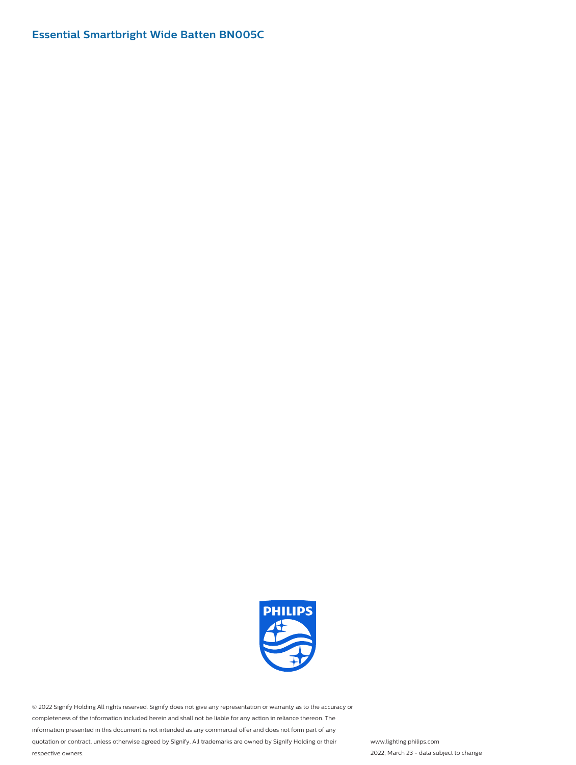© 2022 Signify Holding All rights reserved. Signify does not give any representation or warranty as to the accuracy or completeness of the information included herein and shall not be liable for any action in reliance thereon. The information presented in this document is not intended as any commercial offer and does not form part of any quotation or contract, unless otherwise agreed by Signify. All trademarks are owned by Signify Holding or their respective owners.

www.lighting.philips.com

2022, March 23 - data subject to change